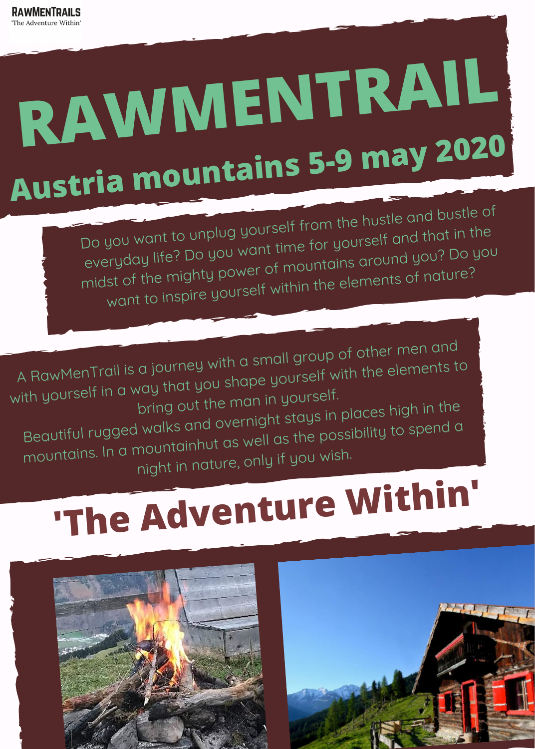**RAWMENTRAILS**
'The Adventure Within'

# RAWMENTRAIL

## Austria mountains 5-9 may 2020

Do you want to unplug yourself from the hustle and bustle of everyday life? Do you want time for yourself and that in the midst of the mighty power of mountains around you? Do you want to inspire yourself within the elements of nature?

A RawMenTrail is a journey with a small group of other men and with yourself in a way that you shape yourself with the elements to bring out the man in yourself.

Beautiful rugged walks and overnight stays in places high in the mountains. In a mountainhut as well as the possibility to spend a night in nature, only if you wish.

## 'The Adventure Within'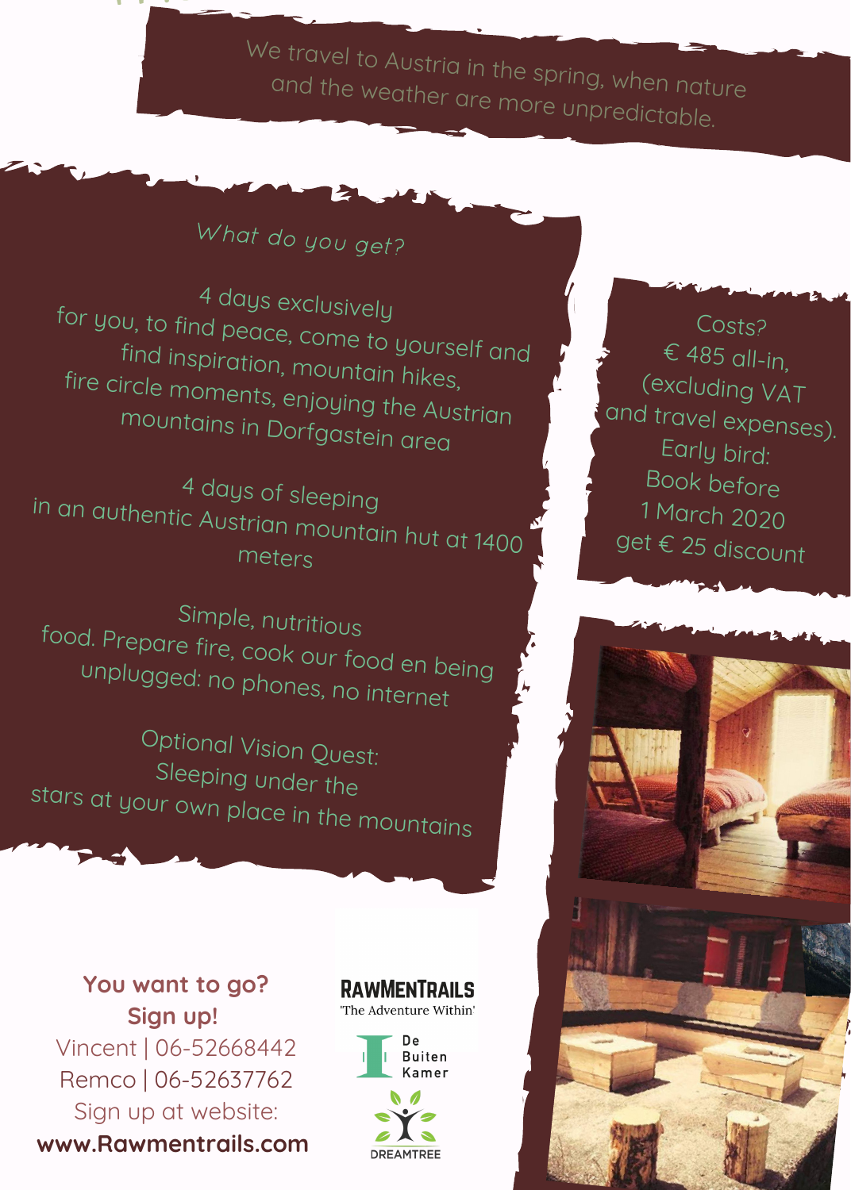We travel to Austria in the spring, when nature and the weather are more unpredictable.

## *What do you get?*

4 days exclusively for you, to find peace, come to yourself and find inspiration, mountain hikes, fire circle moments, enjoying the Austrian mountains in Dorfgastein area

4 days of sleeping in an authentic Austrian mountain hut at 1400 meters

Simple, nutritious food. Prepare fire, cook our food en being unplugged: no phones, no internet

Optional Vision Quest: Sleeping under the stars at your own place in the mountains

Costs?
€ 485 all-in, (excluding VAT and travel expenses).
Early bird:
Book before 1 March 2020 get € 25 discount

**You want to go?**
**Sign up!**
Vincent | 06-52668442
Remco | 06-52637762
Sign up at website:
**www.Rawmentrails.com**

RAWMENTRAILS
'The Adventure Within'

De Buiten Kamer

DREAMTREE